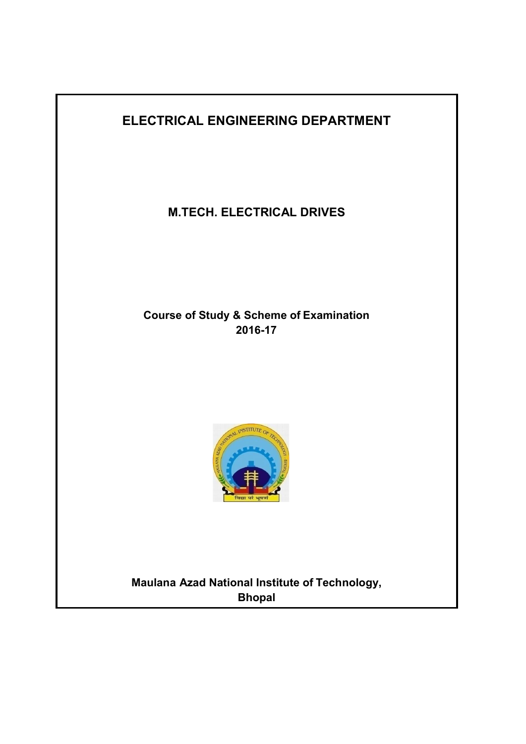# ELECTRICAL ENGINEERING DEPARTMENT

## M.TECH. ELECTRICAL DRIVES

**Course of Study & Scheme of Examination**
**2016-17**

**Maulana Azad National Institute of Technology,**
**Bhopal**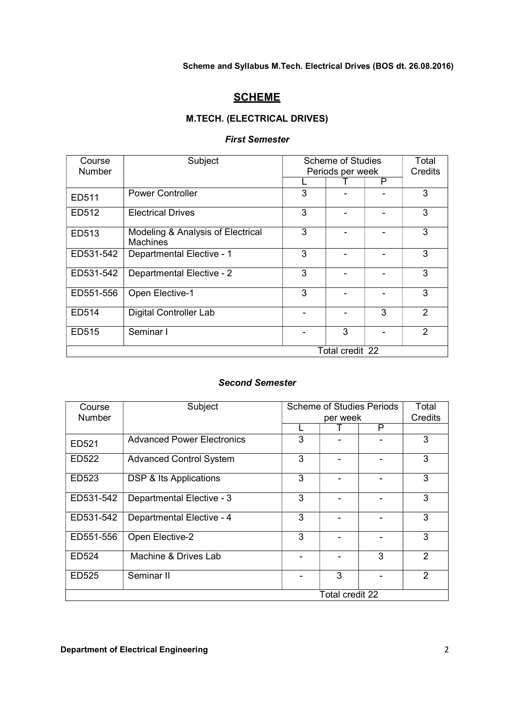# SCHEME

## M.TECH. (ELECTRICAL DRIVES)

### *First Semester*

| Course Number | Subject | Scheme of Studies Periods per week | | | Total Credits |
|---|---|---|---|---|---|
| | | L | T | P | |
| ED511 | Power Controller | 3 | - | - | 3 |
| ED512 | Electrical Drives | 3 | - | - | 3 |
| ED513 | Modeling & Analysis of Electrical Machines | 3 | - | - | 3 |
| ED531-542 | Departmental Elective - 1 | 3 | - | - | 3 |
| ED531-542 | Departmental Elective - 2 | 3 | - | - | 3 |
| ED551-556 | Open Elective-1 | 3 | - | - | 3 |
| ED514 | Digital Controller Lab | - | - | 3 | 2 |
| ED515 | Seminar I | - | 3 | - | 2 |
| | | | Total credit 22 | | |

### *Second Semester*

| Course Number | Subject | Scheme of Studies Periods per week | | | Total Credits |
|---|---|---|---|---|---|
| | | L | T | P | |
| ED521 | Advanced Power Electronics | 3 | - | - | 3 |
| ED522 | Advanced Control System | 3 | - | - | 3 |
| ED523 | DSP & Its Applications | 3 | - | - | 3 |
| ED531-542 | Departmental Elective - 3 | 3 | - | - | 3 |
| ED531-542 | Departmental Elective - 4 | 3 | - | - | 3 |
| ED551-556 | Open Elective-2 | 3 | - | - | 3 |
| ED524 | Machine & Drives Lab | - | - | 3 | 2 |
| ED525 | Seminar II | - | 3 | - | 2 |
| | | | Total credit 22 | | |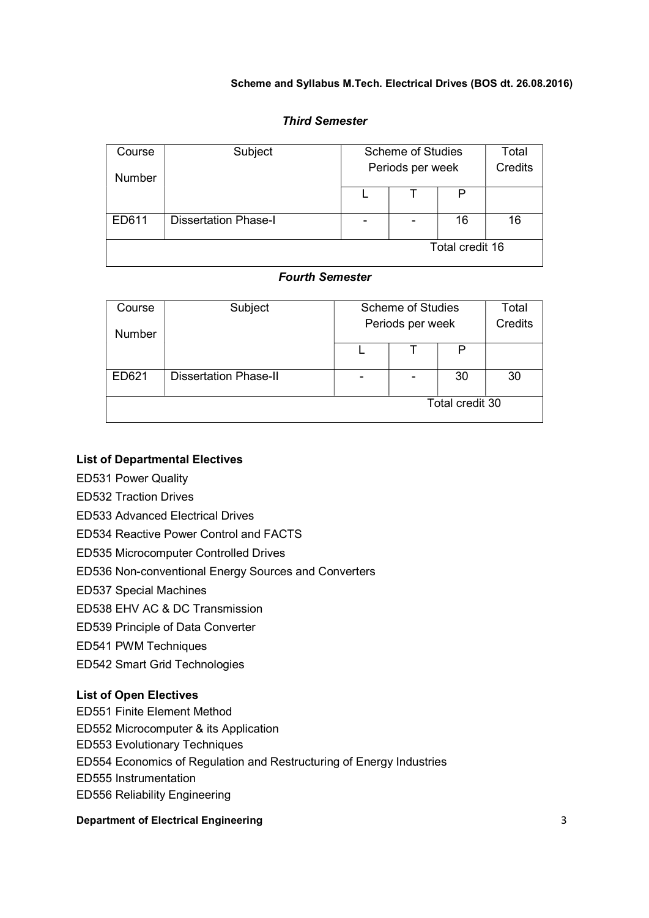### *Third Semester*

| Course Number | Subject | Scheme of Studies Periods per week | | | Total Credits |
|---|---|---|---|---|---|
| | | L | T | P | |
| ED611 | Dissertation Phase-I | - | - | 16 | 16 |
| Total credit 16 | | | | | |

### *Fourth Semester*

| Course Number | Subject | Scheme of Studies Periods per week | | | Total Credits |
|---|---|---|---|---|---|
| | | L | T | P | |
| ED621 | Dissertation Phase-II | - | - | 30 | 30 |
| Total credit 30 | | | | | |

**List of Departmental Electives**

ED531 Power Quality

ED532 Traction Drives

ED533 Advanced Electrical Drives

ED534 Reactive Power Control and FACTS

ED535 Microcomputer Controlled Drives

ED536 Non-conventional Energy Sources and Converters

ED537 Special Machines

ED538 EHV AC & DC Transmission

ED539 Principle of Data Converter

ED541 PWM Techniques

ED542 Smart Grid Technologies

**List of Open Electives**

ED551 Finite Element Method

ED552 Microcomputer & its Application

ED553 Evolutionary Techniques

ED554 Economics of Regulation and Restructuring of Energy Industries

ED555 Instrumentation

ED556 Reliability Engineering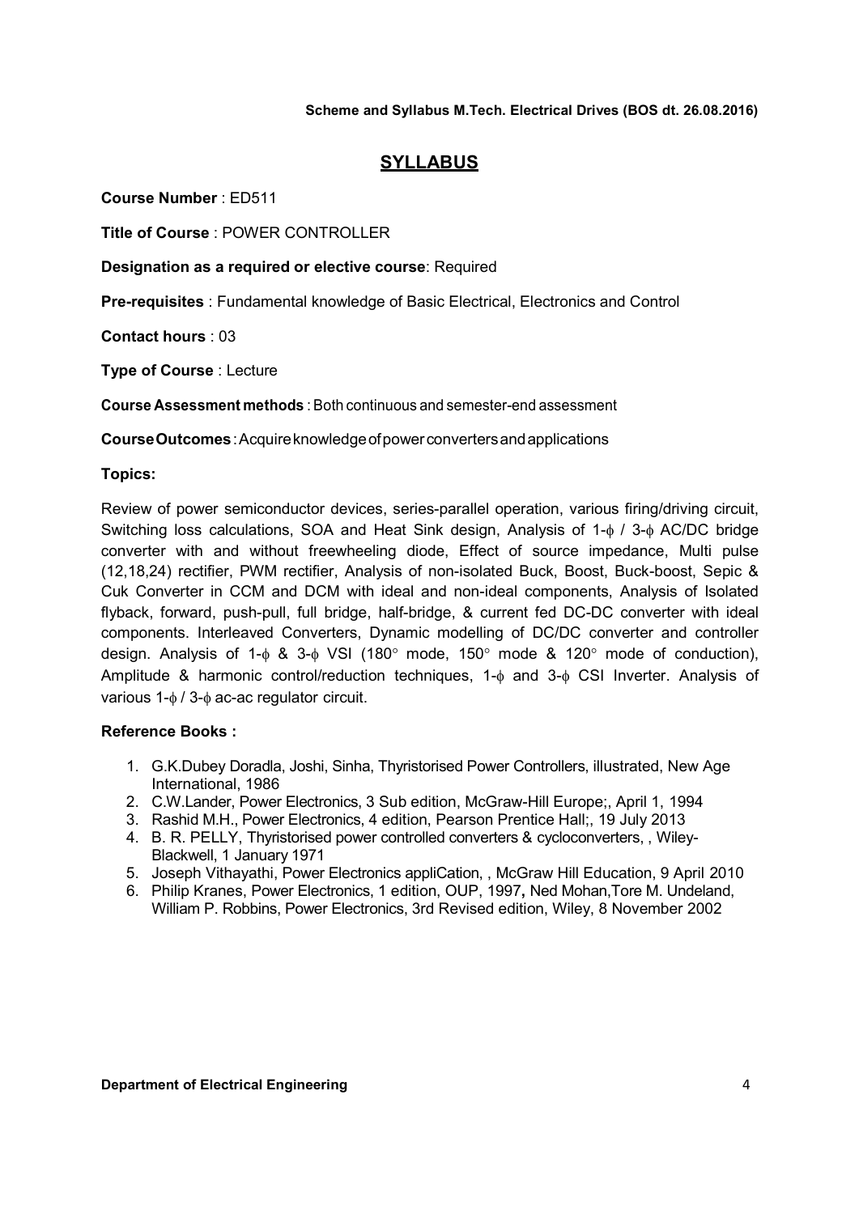## SYLLABUS

**Course Number** : ED511

**Title of Course** : POWER CONTROLLER

**Designation as a required or elective course**: Required

**Pre-requisites** : Fundamental knowledge of Basic Electrical, Electronics and Control

**Contact hours** : 03

**Type of Course** : Lecture

**Course Assessment methods** : Both continuous and semester-end assessment

**Course Outcomes** : Acquire knowledge of power converters and applications

**Topics:**

Review of power semiconductor devices, series-parallel operation, various firing/driving circuit, Switching loss calculations, SOA and Heat Sink design, Analysis of 1-$\phi$ / 3-$\phi$ AC/DC bridge converter with and without freewheeling diode, Effect of source impedance, Multi pulse (12,18,24) rectifier, PWM rectifier, Analysis of non-isolated Buck, Boost, Buck-boost, Sepic & Cuk Converter in CCM and DCM with ideal and non-ideal components, Analysis of Isolated flyback, forward, push-pull, full bridge, half-bridge, & current fed DC-DC converter with ideal components. Interleaved Converters, Dynamic modelling of DC/DC converter and controller design. Analysis of 1-$\phi$ & 3-$\phi$ VSI (180° mode, 150° mode & 120° mode of conduction), Amplitude & harmonic control/reduction techniques, 1-$\phi$ and 3-$\phi$ CSI Inverter. Analysis of various 1-$\phi$ / 3-$\phi$ ac-ac regulator circuit.

**Reference Books :**

1. G.K.Dubey Doradla, Joshi, Sinha, Thyristorised Power Controllers, illustrated, New Age International, 1986
2. C.W.Lander, Power Electronics, 3 Sub edition, McGraw-Hill Europe;, April 1, 1994
3. Rashid M.H., Power Electronics, 4 edition, Pearson Prentice Hall;, 19 July 2013
4. B. R. PELLY, Thyristorised power controlled converters & cycloconverters, , Wiley-Blackwell, 1 January 1971
5. Joseph Vithayathi, Power Electronics appliCation, , McGraw Hill Education, 9 April 2010
6. Philip Kranes, Power Electronics, 1 edition, OUP, 1997**,** Ned Mohan,Tore M. Undeland, William P. Robbins, Power Electronics, 3rd Revised edition, Wiley, 8 November 2002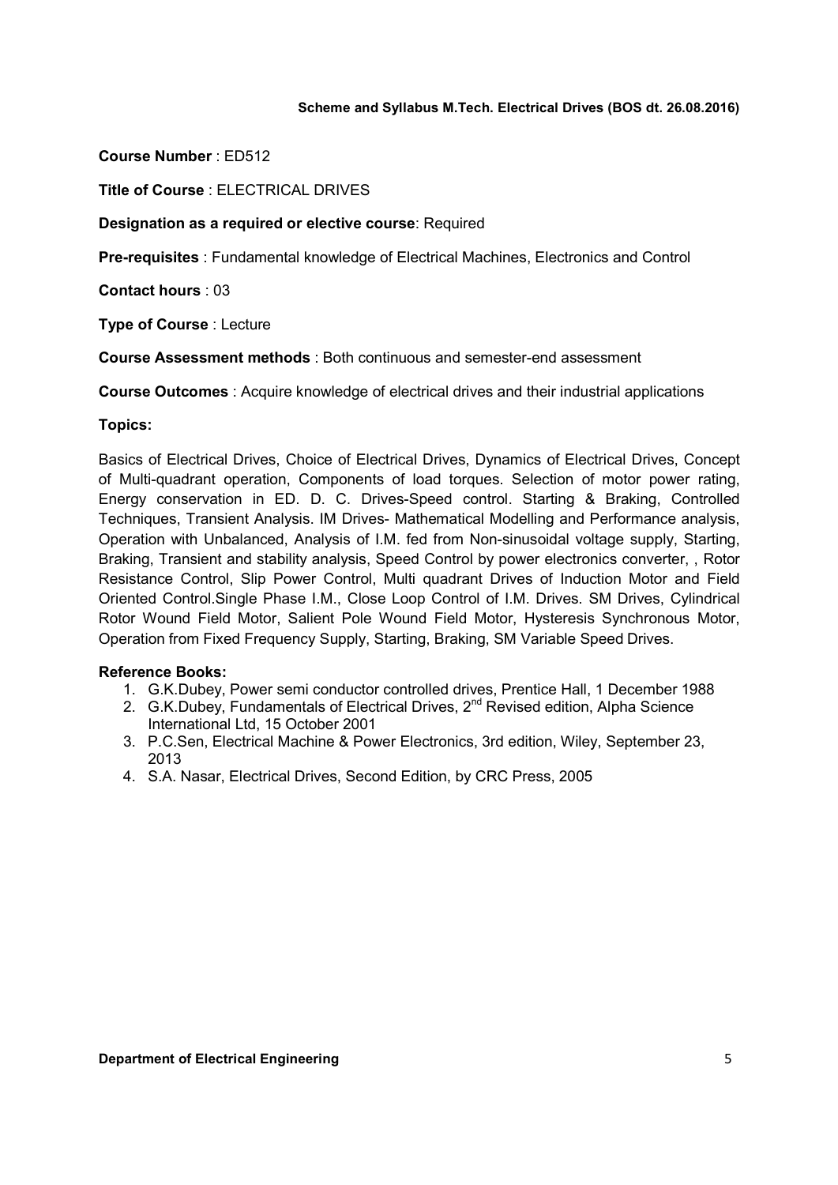**Course Number** : ED512

**Title of Course** : ELECTRICAL DRIVES

**Designation as a required or elective course**: Required

**Pre-requisites** : Fundamental knowledge of Electrical Machines, Electronics and Control

**Contact hours** : 03

**Type of Course** : Lecture

**Course Assessment methods** : Both continuous and semester-end assessment

**Course Outcomes** : Acquire knowledge of electrical drives and their industrial applications

**Topics:**

Basics of Electrical Drives, Choice of Electrical Drives, Dynamics of Electrical Drives, Concept of Multi-quadrant operation, Components of load torques. Selection of motor power rating, Energy conservation in ED. D. C. Drives-Speed control. Starting & Braking, Controlled Techniques, Transient Analysis. IM Drives- Mathematical Modelling and Performance analysis, Operation with Unbalanced, Analysis of I.M. fed from Non-sinusoidal voltage supply, Starting, Braking, Transient and stability analysis, Speed Control by power electronics converter, , Rotor Resistance Control, Slip Power Control, Multi quadrant Drives of Induction Motor and Field Oriented Control.Single Phase I.M., Close Loop Control of I.M. Drives. SM Drives, Cylindrical Rotor Wound Field Motor, Salient Pole Wound Field Motor, Hysteresis Synchronous Motor, Operation from Fixed Frequency Supply, Starting, Braking, SM Variable Speed Drives.

**Reference Books:**

1. G.K.Dubey, Power semi conductor controlled drives, Prentice Hall, 1 December 1988
2. G.K.Dubey, Fundamentals of Electrical Drives, 2nd Revised edition, Alpha Science International Ltd, 15 October 2001
3. P.C.Sen, Electrical Machine & Power Electronics, 3rd edition, Wiley, September 23, 2013
4. S.A. Nasar, Electrical Drives, Second Edition, by CRC Press, 2005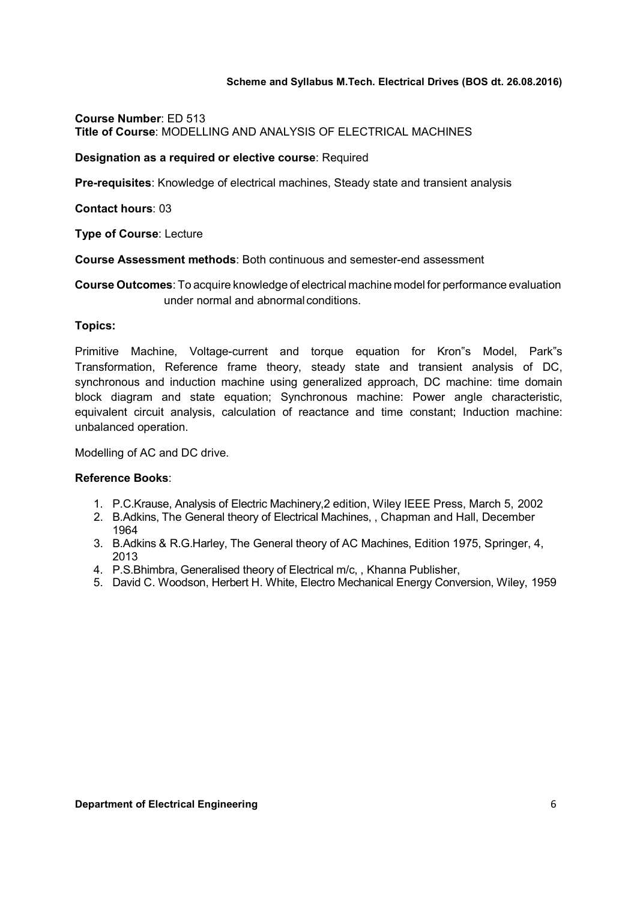**Course Number**: ED 513
**Title of Course**: MODELLING AND ANALYSIS OF ELECTRICAL MACHINES

**Designation as a required or elective course**: Required

**Pre-requisites**: Knowledge of electrical machines, Steady state and transient analysis

**Contact hours**: 03

**Type of Course**: Lecture

**Course Assessment methods**: Both continuous and semester-end assessment

**Course Outcomes**: To acquire knowledge of electrical machine model for performance evaluation under normal and abnormal conditions.

**Topics:**

Primitive Machine, Voltage-current and torque equation for Kron"s Model, Park"s Transformation, Reference frame theory, steady state and transient analysis of DC, synchronous and induction machine using generalized approach, DC machine: time domain block diagram and state equation; Synchronous machine: Power angle characteristic, equivalent circuit analysis, calculation of reactance and time constant; Induction machine: unbalanced operation.

Modelling of AC and DC drive.

**Reference Books**:

1. P.C.Krause, Analysis of Electric Machinery,2 edition, Wiley IEEE Press, March 5, 2002
2. B.Adkins, The General theory of Electrical Machines, , Chapman and Hall, December 1964
3. B.Adkins & R.G.Harley, The General theory of AC Machines, Edition 1975, Springer, 4, 2013
4. P.S.Bhimbra, Generalised theory of Electrical m/c, , Khanna Publisher,
5. David C. Woodson, Herbert H. White, Electro Mechanical Energy Conversion, Wiley, 1959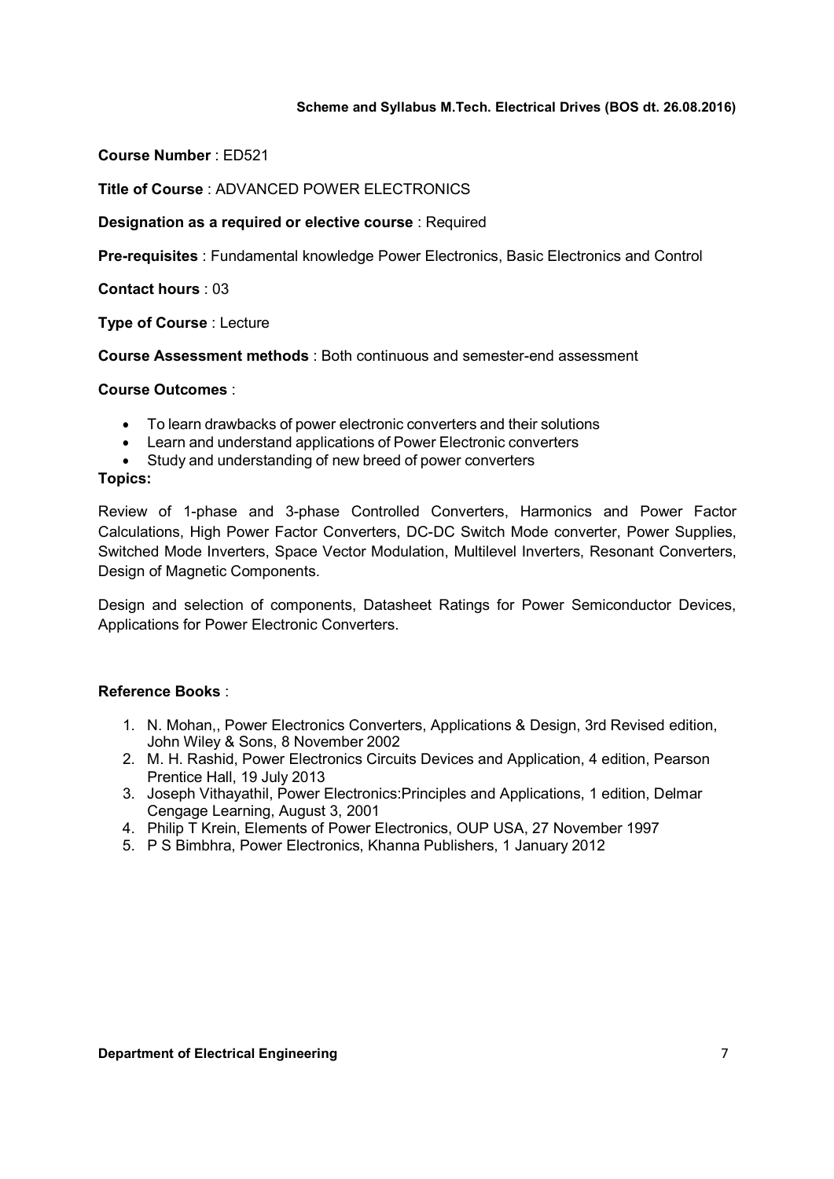**Course Number** : ED521

**Title of Course** : ADVANCED POWER ELECTRONICS

**Designation as a required or elective course** : Required

**Pre-requisites** : Fundamental knowledge Power Electronics, Basic Electronics and Control

**Contact hours** : 03

**Type of Course** : Lecture

**Course Assessment methods** : Both continuous and semester-end assessment

**Course Outcomes** :

- To learn drawbacks of power electronic converters and their solutions
- Learn and understand applications of Power Electronic converters
- Study and understanding of new breed of power converters

**Topics:**

Review of 1-phase and 3-phase Controlled Converters, Harmonics and Power Factor Calculations, High Power Factor Converters, DC-DC Switch Mode converter, Power Supplies, Switched Mode Inverters, Space Vector Modulation, Multilevel Inverters, Resonant Converters, Design of Magnetic Components.

Design and selection of components, Datasheet Ratings for Power Semiconductor Devices, Applications for Power Electronic Converters.

**Reference Books** :

1. N. Mohan,, Power Electronics Converters, Applications & Design, 3rd Revised edition, John Wiley & Sons, 8 November 2002
2. M. H. Rashid, Power Electronics Circuits Devices and Application, 4 edition, Pearson Prentice Hall, 19 July 2013
3. Joseph Vithayathil, Power Electronics:Principles and Applications, 1 edition, Delmar Cengage Learning, August 3, 2001
4. Philip T Krein, Elements of Power Electronics, OUP USA, 27 November 1997
5. P S Bimbhra, Power Electronics, Khanna Publishers, 1 January 2012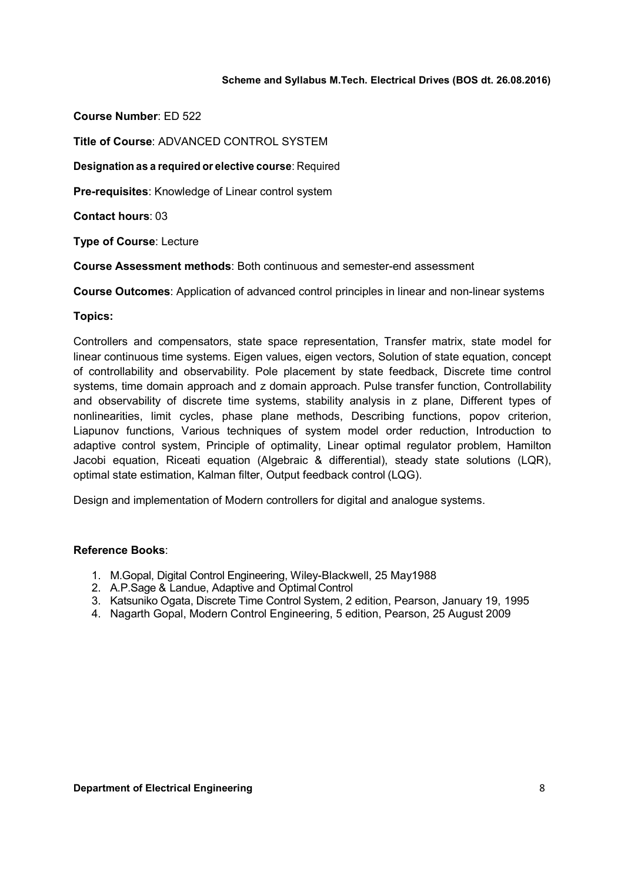**Course Number**: ED 522

**Title of Course**: ADVANCED CONTROL SYSTEM

**Designation as a required or elective course**: Required

**Pre-requisites**: Knowledge of Linear control system

**Contact hours**: 03

**Type of Course**: Lecture

**Course Assessment methods**: Both continuous and semester-end assessment

**Course Outcomes**: Application of advanced control principles in linear and non-linear systems

**Topics:**

Controllers and compensators, state space representation, Transfer matrix, state model for linear continuous time systems. Eigen values, eigen vectors, Solution of state equation, concept of controllability and observability. Pole placement by state feedback, Discrete time control systems, time domain approach and z domain approach. Pulse transfer function, Controllability and observability of discrete time systems, stability analysis in z plane, Different types of nonlinearities, limit cycles, phase plane methods, Describing functions, popov criterion, Liapunov functions, Various techniques of system model order reduction, Introduction to adaptive control system, Principle of optimality, Linear optimal regulator problem, Hamilton Jacobi equation, Riceati equation (Algebraic & differential), steady state solutions (LQR), optimal state estimation, Kalman filter, Output feedback control (LQG).

Design and implementation of Modern controllers for digital and analogue systems.

**Reference Books**:

1. M.Gopal, Digital Control Engineering, Wiley-Blackwell, 25 May1988
2. A.P.Sage & Landue, Adaptive and Optimal Control
3. Katsuniko Ogata, Discrete Time Control System, 2 edition, Pearson, January 19, 1995
4. Nagarth Gopal, Modern Control Engineering, 5 edition, Pearson, 25 August 2009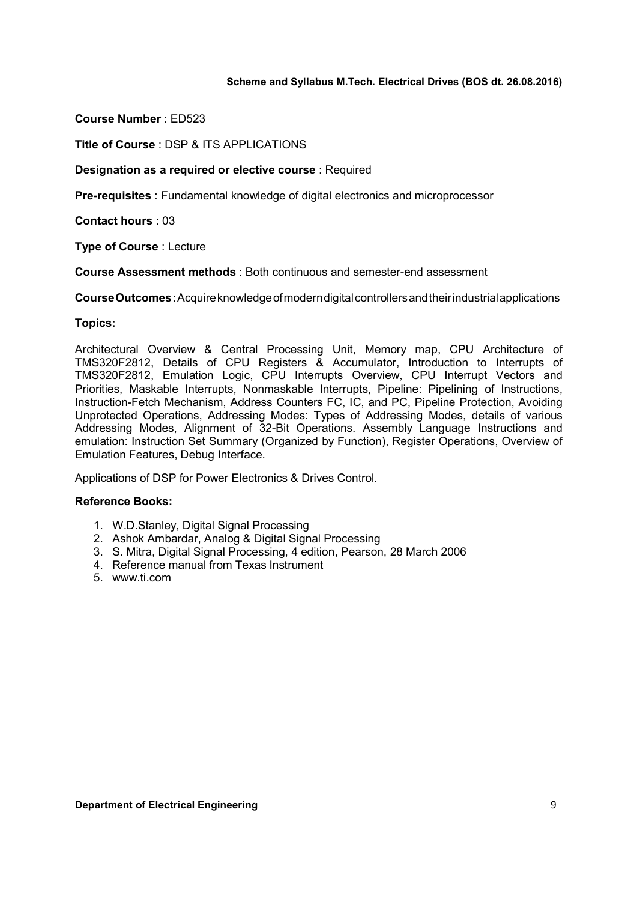**Course Number** : ED523

**Title of Course** : DSP & ITS APPLICATIONS

**Designation as a required or elective course** : Required

**Pre-requisites** : Fundamental knowledge of digital electronics and microprocessor

**Contact hours** : 03

**Type of Course** : Lecture

**Course Assessment methods** : Both continuous and semester-end assessment

**Course Outcomes** : Acquire knowledge of modern digital controllers and their industrial applications

**Topics:**

Architectural Overview & Central Processing Unit, Memory map, CPU Architecture of TMS320F2812, Details of CPU Registers & Accumulator, Introduction to Interrupts of TMS320F2812, Emulation Logic, CPU Interrupts Overview, CPU Interrupt Vectors and Priorities, Maskable Interrupts, Nonmaskable Interrupts, Pipeline: Pipelining of Instructions, Instruction-Fetch Mechanism, Address Counters FC, IC, and PC, Pipeline Protection, Avoiding Unprotected Operations, Addressing Modes: Types of Addressing Modes, details of various Addressing Modes, Alignment of 32-Bit Operations. Assembly Language Instructions and emulation: Instruction Set Summary (Organized by Function), Register Operations, Overview of Emulation Features, Debug Interface.

Applications of DSP for Power Electronics & Drives Control.

**Reference Books:**

1. W.D.Stanley, Digital Signal Processing
2. Ashok Ambardar, Analog & Digital Signal Processing
3. S. Mitra, Digital Signal Processing, 4 edition, Pearson, 28 March 2006
4. Reference manual from Texas Instrument
5. www.ti.com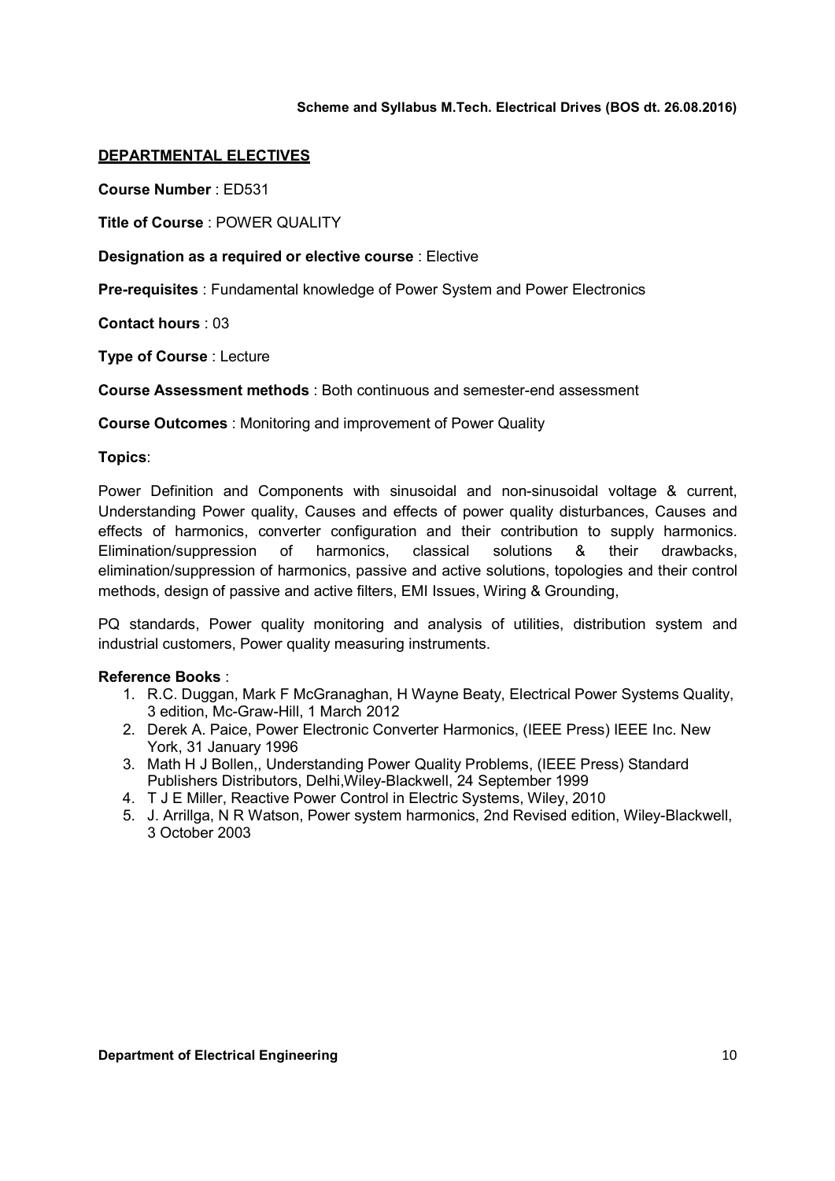## DEPARTMENTAL ELECTIVES

**Course Number** : ED531

**Title of Course** : POWER QUALITY

**Designation as a required or elective course** : Elective

**Pre-requisites** : Fundamental knowledge of Power System and Power Electronics

**Contact hours** : 03

**Type of Course** : Lecture

**Course Assessment methods** : Both continuous and semester-end assessment

**Course Outcomes** : Monitoring and improvement of Power Quality

**Topics**:

Power Definition and Components with sinusoidal and non-sinusoidal voltage & current, Understanding Power quality, Causes and effects of power quality disturbances, Causes and effects of harmonics, converter configuration and their contribution to supply harmonics. Elimination/suppression of harmonics, classical solutions & their drawbacks, elimination/suppression of harmonics, passive and active solutions, topologies and their control methods, design of passive and active filters, EMI Issues, Wiring & Grounding,

PQ standards, Power quality monitoring and analysis of utilities, distribution system and industrial customers, Power quality measuring instruments.

**Reference Books** :

1. R.C. Duggan, Mark F McGranaghan, H Wayne Beaty, Electrical Power Systems Quality, 3 edition, Mc-Graw-Hill, 1 March 2012
2. Derek A. Paice, Power Electronic Converter Harmonics, (IEEE Press) IEEE Inc. New York, 31 January 1996
3. Math H J Bollen,, Understanding Power Quality Problems, (IEEE Press) Standard Publishers Distributors, Delhi,Wiley-Blackwell, 24 September 1999
4. T J E Miller, Reactive Power Control in Electric Systems, Wiley, 2010
5. J. Arrillga, N R Watson, Power system harmonics, 2nd Revised edition, Wiley-Blackwell, 3 October 2003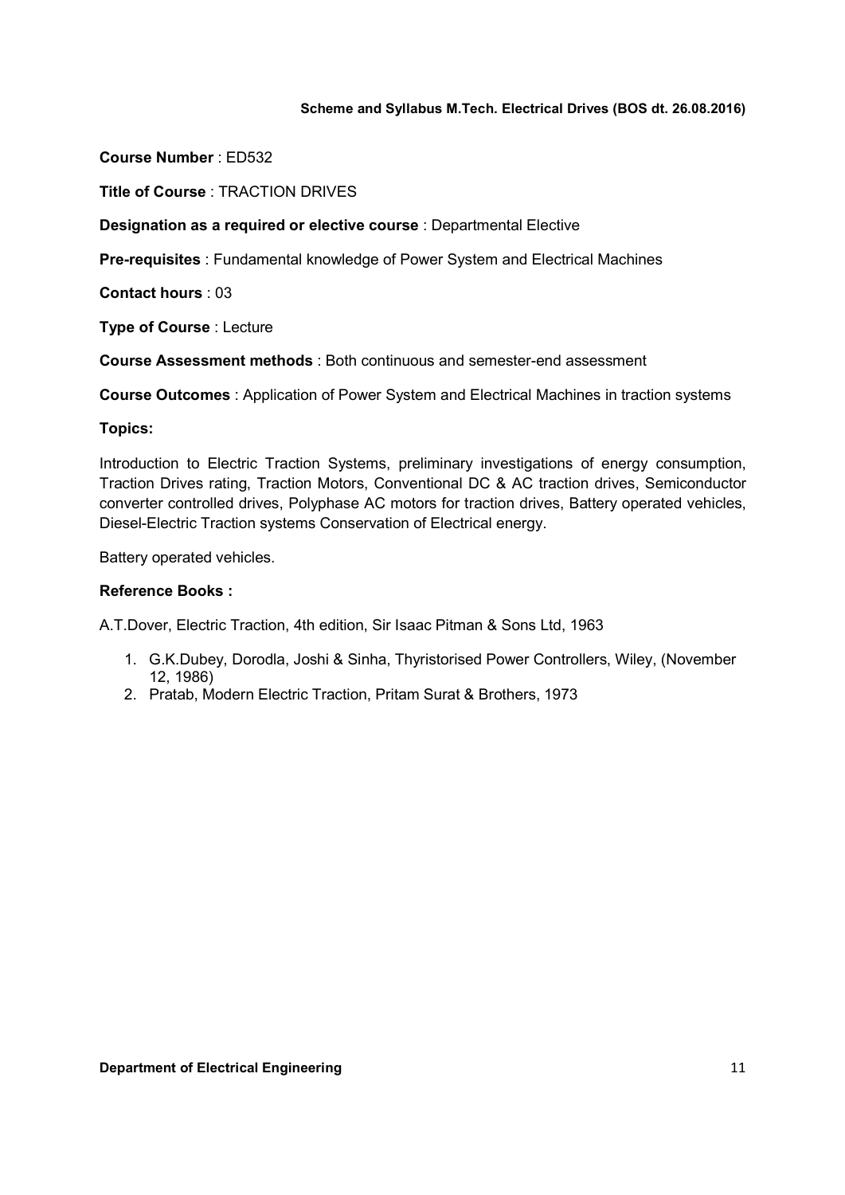**Course Number** : ED532

**Title of Course** : TRACTION DRIVES

**Designation as a required or elective course** : Departmental Elective

**Pre-requisites** : Fundamental knowledge of Power System and Electrical Machines

**Contact hours** : 03

**Type of Course** : Lecture

**Course Assessment methods** : Both continuous and semester-end assessment

**Course Outcomes** : Application of Power System and Electrical Machines in traction systems

**Topics:**

Introduction to Electric Traction Systems, preliminary investigations of energy consumption, Traction Drives rating, Traction Motors, Conventional DC & AC traction drives, Semiconductor converter controlled drives, Polyphase AC motors for traction drives, Battery operated vehicles, Diesel-Electric Traction systems Conservation of Electrical energy.

Battery operated vehicles.

**Reference Books :**

A.T.Dover, Electric Traction, 4th edition, Sir Isaac Pitman & Sons Ltd, 1963

1. G.K.Dubey, Dorodla, Joshi & Sinha, Thyristorised Power Controllers, Wiley, (November 12, 1986)
2. Pratab, Modern Electric Traction, Pritam Surat & Brothers, 1973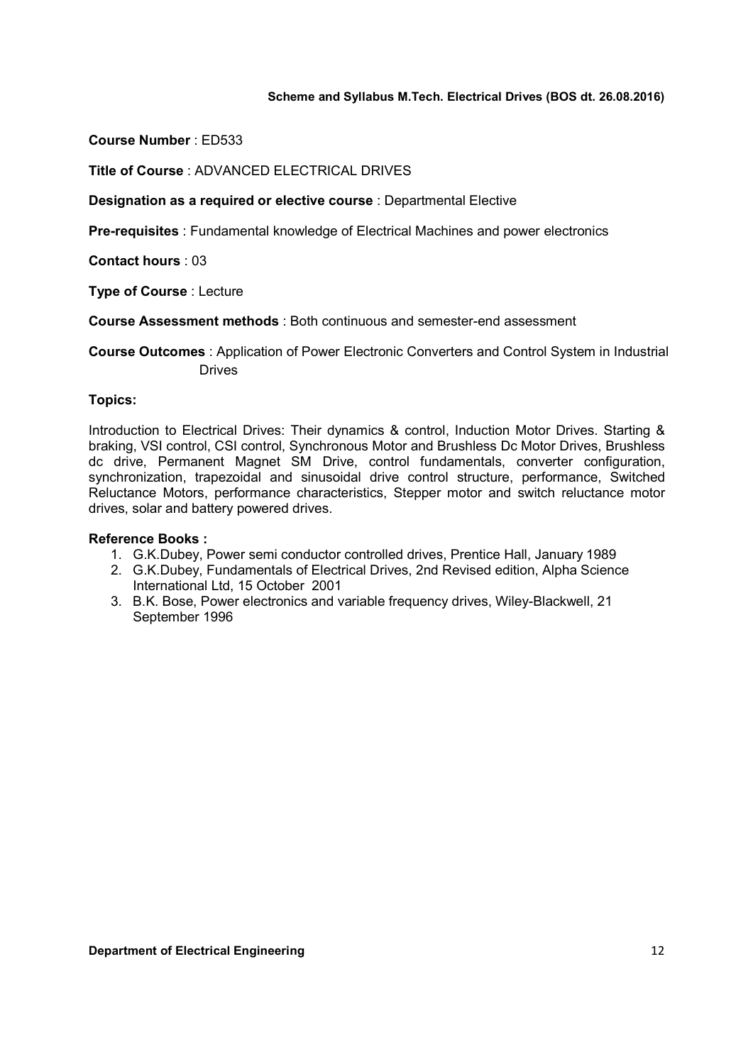**Course Number** : ED533

**Title of Course** : ADVANCED ELECTRICAL DRIVES

**Designation as a required or elective course** : Departmental Elective

**Pre-requisites** : Fundamental knowledge of Electrical Machines and power electronics

**Contact hours** : 03

**Type of Course** : Lecture

**Course Assessment methods** : Both continuous and semester-end assessment

**Course Outcomes** : Application of Power Electronic Converters and Control System in Industrial Drives

**Topics:**

Introduction to Electrical Drives: Their dynamics & control, Induction Motor Drives. Starting & braking, VSI control, CSI control, Synchronous Motor and Brushless Dc Motor Drives, Brushless dc drive, Permanent Magnet SM Drive, control fundamentals, converter configuration, synchronization, trapezoidal and sinusoidal drive control structure, performance, Switched Reluctance Motors, performance characteristics, Stepper motor and switch reluctance motor drives, solar and battery powered drives.

**Reference Books :**

1. G.K.Dubey, Power semi conductor controlled drives, Prentice Hall, January 1989
2. G.K.Dubey, Fundamentals of Electrical Drives, 2nd Revised edition, Alpha Science International Ltd, 15 October 2001
3. B.K. Bose, Power electronics and variable frequency drives, Wiley-Blackwell, 21 September 1996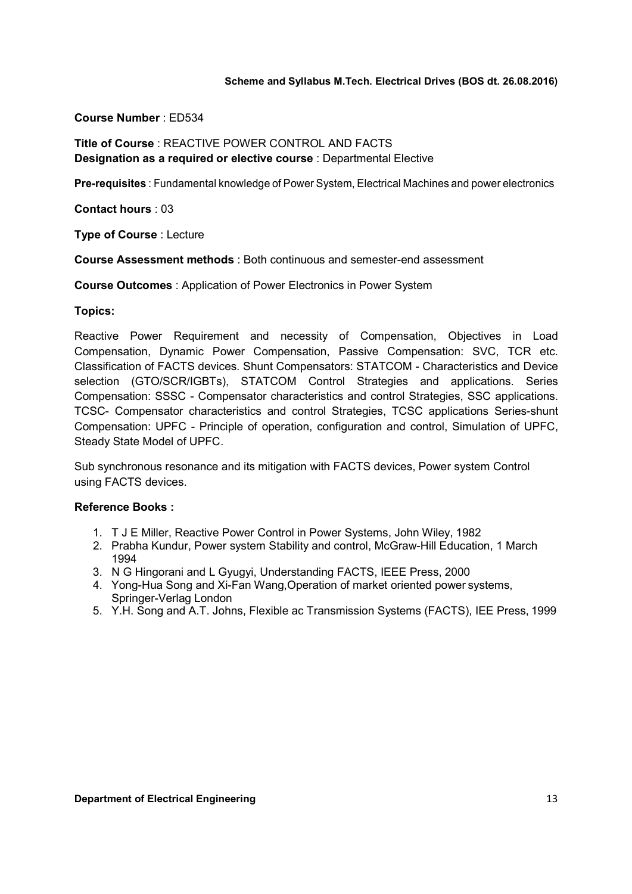**Course Number** : ED534

**Title of Course** : REACTIVE POWER CONTROL AND FACTS
**Designation as a required or elective course** : Departmental Elective

**Pre-requisites** : Fundamental knowledge of Power System, Electrical Machines and power electronics

**Contact hours** : 03

**Type of Course** : Lecture

**Course Assessment methods** : Both continuous and semester-end assessment

**Course Outcomes** : Application of Power Electronics in Power System

**Topics:**

Reactive Power Requirement and necessity of Compensation, Objectives in Load Compensation, Dynamic Power Compensation, Passive Compensation: SVC, TCR etc. Classification of FACTS devices. Shunt Compensators: STATCOM - Characteristics and Device selection (GTO/SCR/IGBTs), STATCOM Control Strategies and applications. Series Compensation: SSSC - Compensator characteristics and control Strategies, SSC applications. TCSC- Compensator characteristics and control Strategies, TCSC applications Series-shunt Compensation: UPFC - Principle of operation, configuration and control, Simulation of UPFC, Steady State Model of UPFC.

Sub synchronous resonance and its mitigation with FACTS devices, Power system Control using FACTS devices.

**Reference Books :**

1. T J E Miller, Reactive Power Control in Power Systems, John Wiley, 1982
2. Prabha Kundur, Power system Stability and control, McGraw-Hill Education, 1 March 1994
3. N G Hingorani and L Gyugyi, Understanding FACTS, IEEE Press, 2000
4. Yong-Hua Song and Xi-Fan Wang,Operation of market oriented power systems, Springer-Verlag London
5. Y.H. Song and A.T. Johns, Flexible ac Transmission Systems (FACTS), IEE Press, 1999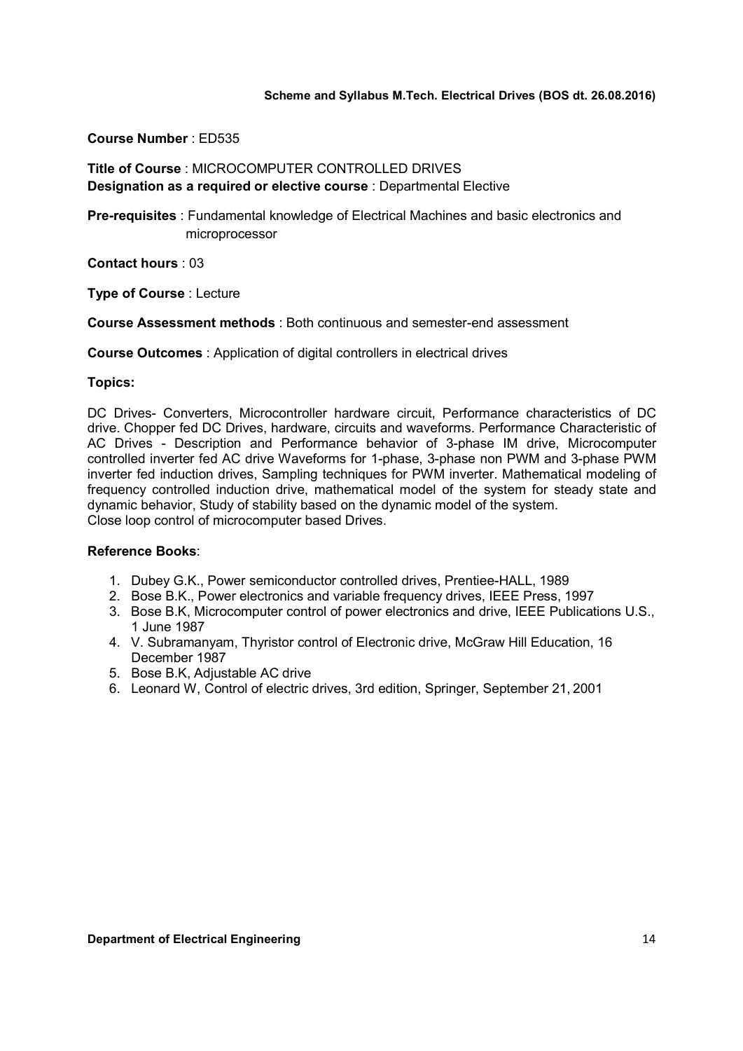**Course Number** : ED535

**Title of Course** : MICROCOMPUTER CONTROLLED DRIVES
**Designation as a required or elective course** : Departmental Elective

**Pre-requisites** : Fundamental knowledge of Electrical Machines and basic electronics and microprocessor

**Contact hours** : 03

**Type of Course** : Lecture

**Course Assessment methods** : Both continuous and semester-end assessment

**Course Outcomes** : Application of digital controllers in electrical drives

**Topics:**

DC Drives- Converters, Microcontroller hardware circuit, Performance characteristics of DC drive. Chopper fed DC Drives, hardware, circuits and waveforms. Performance Characteristic of AC Drives - Description and Performance behavior of 3-phase IM drive, Microcomputer controlled inverter fed AC drive Waveforms for 1-phase, 3-phase non PWM and 3-phase PWM inverter fed induction drives, Sampling techniques for PWM inverter. Mathematical modeling of frequency controlled induction drive, mathematical model of the system for steady state and dynamic behavior, Study of stability based on the dynamic model of the system.
Close loop control of microcomputer based Drives.

**Reference Books**:

1. Dubey G.K., Power semiconductor controlled drives, Prentiee-HALL, 1989
2. Bose B.K., Power electronics and variable frequency drives, IEEE Press, 1997
3. Bose B.K, Microcomputer control of power electronics and drive, IEEE Publications U.S., 1 June 1987
4. V. Subramanyam, Thyristor control of Electronic drive, McGraw Hill Education, 16 December 1987
5. Bose B.K, Adjustable AC drive
6. Leonard W, Control of electric drives, 3rd edition, Springer, September 21, 2001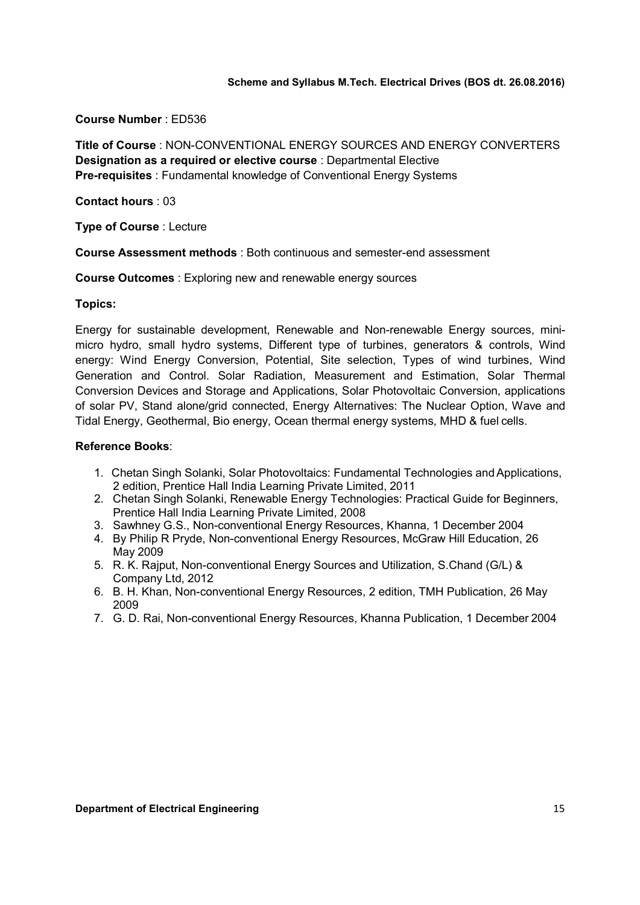**Course Number** : ED536

**Title of Course** : NON-CONVENTIONAL ENERGY SOURCES AND ENERGY CONVERTERS
**Designation as a required or elective course** : Departmental Elective
**Pre-requisites** : Fundamental knowledge of Conventional Energy Systems

**Contact hours** : 03

**Type of Course** : Lecture

**Course Assessment methods** : Both continuous and semester-end assessment

**Course Outcomes** : Exploring new and renewable energy sources

**Topics:**

Energy for sustainable development, Renewable and Non-renewable Energy sources, mini-micro hydro, small hydro systems, Different type of turbines, generators & controls, Wind energy: Wind Energy Conversion, Potential, Site selection, Types of wind turbines, Wind Generation and Control. Solar Radiation, Measurement and Estimation, Solar Thermal Conversion Devices and Storage and Applications, Solar Photovoltaic Conversion, applications of solar PV, Stand alone/grid connected, Energy Alternatives: The Nuclear Option, Wave and Tidal Energy, Geothermal, Bio energy, Ocean thermal energy systems, MHD & fuel cells.

**Reference Books**:

1. Chetan Singh Solanki, Solar Photovoltaics: Fundamental Technologies and Applications, 2 edition, Prentice Hall India Learning Private Limited, 2011
2. Chetan Singh Solanki, Renewable Energy Technologies: Practical Guide for Beginners, Prentice Hall India Learning Private Limited, 2008
3. Sawhney G.S., Non-conventional Energy Resources, Khanna, 1 December 2004
4. By Philip R Pryde, Non-conventional Energy Resources, McGraw Hill Education, 26 May 2009
5. R. K. Rajput, Non-conventional Energy Sources and Utilization, S.Chand (G/L) & Company Ltd, 2012
6. B. H. Khan, Non-conventional Energy Resources, 2 edition, TMH Publication, 26 May 2009
7. G. D. Rai, Non-conventional Energy Resources, Khanna Publication, 1 December 2004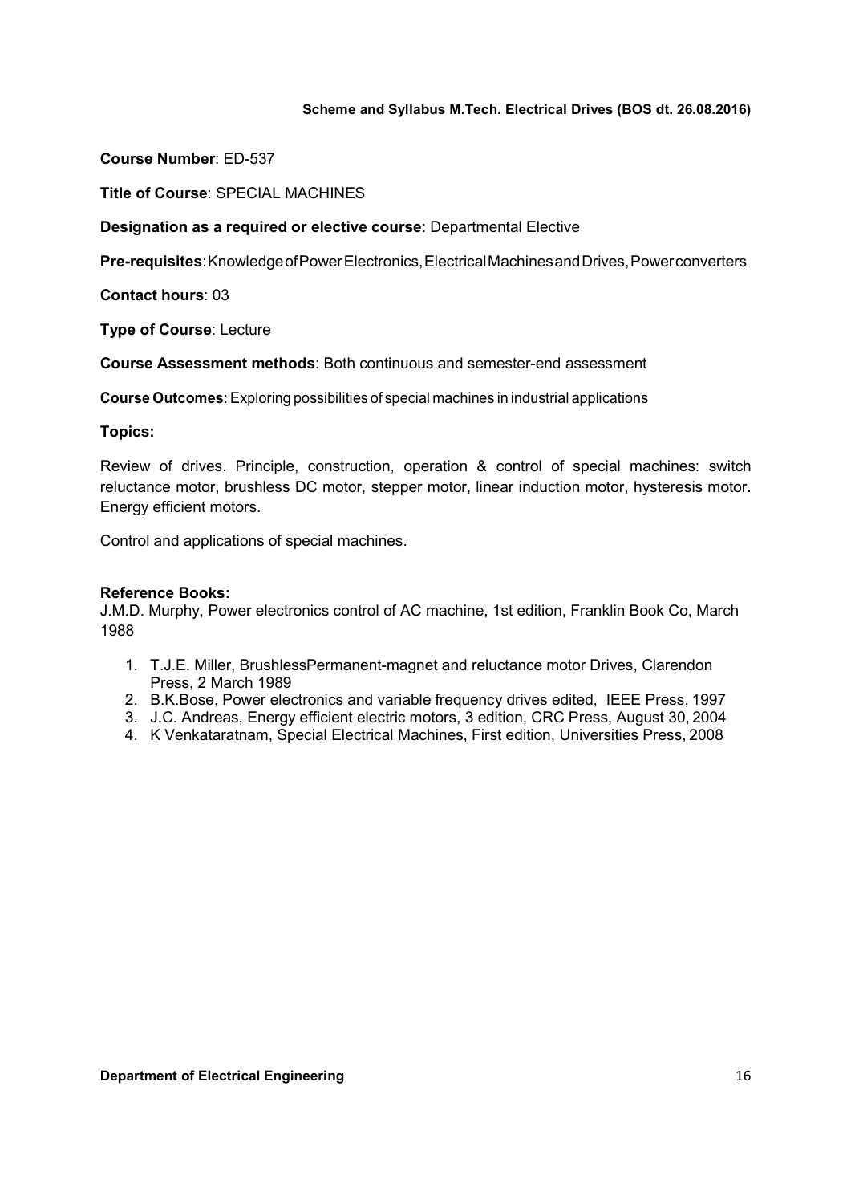**Course Number**: ED-537

**Title of Course**: SPECIAL MACHINES

**Designation as a required or elective course**: Departmental Elective

**Pre-requisites**: Knowledge of Power Electronics, Electrical Machines and Drives, Power converters

**Contact hours**: 03

**Type of Course**: Lecture

**Course Assessment methods**: Both continuous and semester-end assessment

**Course Outcomes**: Exploring possibilities of special machines in industrial applications

**Topics:**

Review of drives. Principle, construction, operation & control of special machines: switch reluctance motor, brushless DC motor, stepper motor, linear induction motor, hysteresis motor. Energy efficient motors.

Control and applications of special machines.

**Reference Books:**

J.M.D. Murphy, Power electronics control of AC machine, 1st edition, Franklin Book Co, March 1988

1. T.J.E. Miller, BrushlessPermanent-magnet and reluctance motor Drives, Clarendon Press, 2 March 1989
2. B.K.Bose, Power electronics and variable frequency drives edited, IEEE Press, 1997
3. J.C. Andreas, Energy efficient electric motors, 3 edition, CRC Press, August 30, 2004
4. K Venkataratnam, Special Electrical Machines, First edition, Universities Press, 2008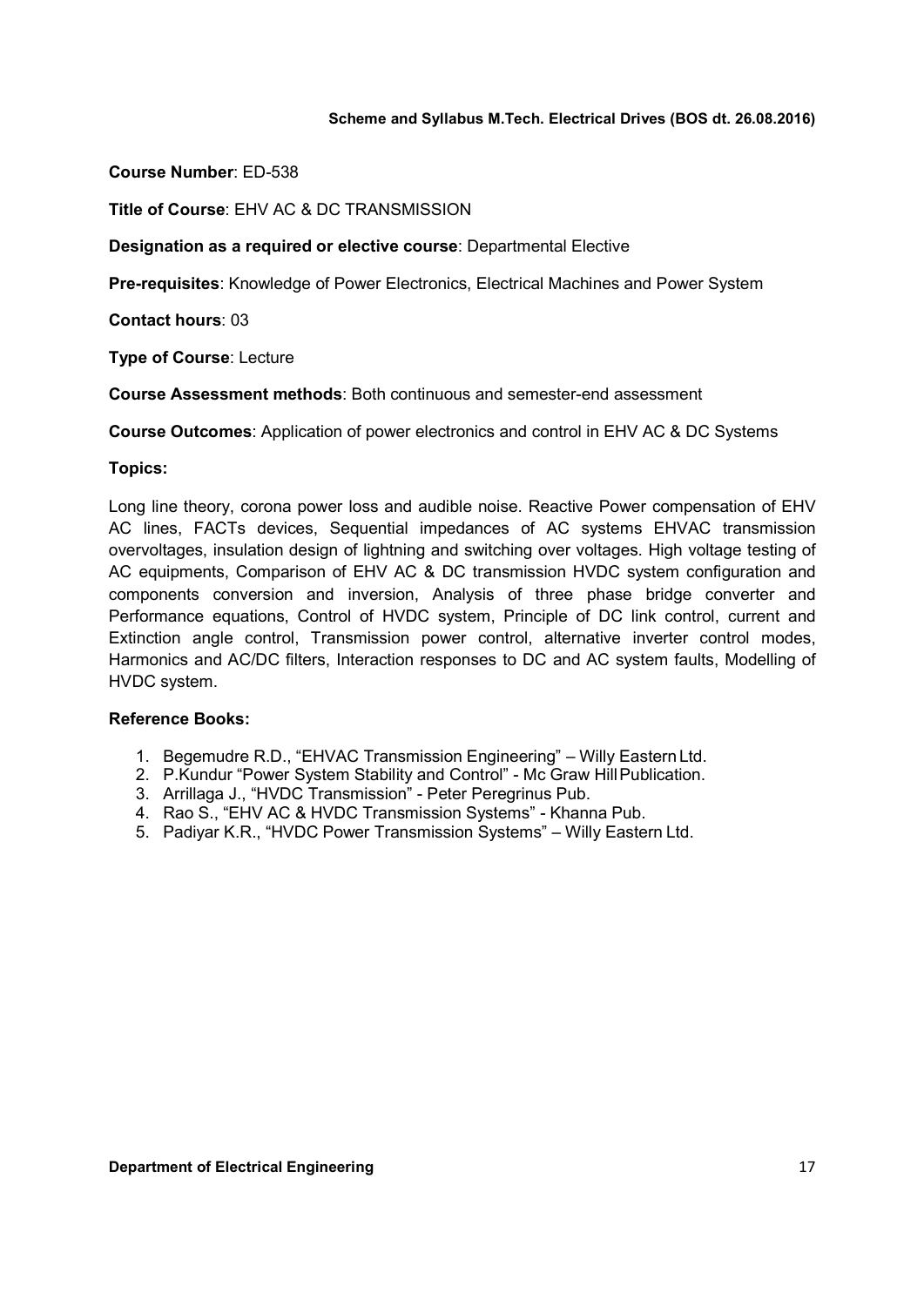**Course Number**: ED-538

**Title of Course**: EHV AC & DC TRANSMISSION

**Designation as a required or elective course**: Departmental Elective

**Pre-requisites**: Knowledge of Power Electronics, Electrical Machines and Power System

**Contact hours**: 03

**Type of Course**: Lecture

**Course Assessment methods**: Both continuous and semester-end assessment

**Course Outcomes**: Application of power electronics and control in EHV AC & DC Systems

**Topics:**

Long line theory, corona power loss and audible noise. Reactive Power compensation of EHV AC lines, FACTs devices, Sequential impedances of AC systems EHVAC transmission overvoltages, insulation design of lightning and switching over voltages. High voltage testing of AC equipments, Comparison of EHV AC & DC transmission HVDC system configuration and components conversion and inversion, Analysis of three phase bridge converter and Performance equations, Control of HVDC system, Principle of DC link control, current and Extinction angle control, Transmission power control, alternative inverter control modes, Harmonics and AC/DC filters, Interaction responses to DC and AC system faults, Modelling of HVDC system.

**Reference Books:**

1. Begemudre R.D., "EHVAC Transmission Engineering" – Willy Eastern Ltd.
2. P.Kundur "Power System Stability and Control" - Mc Graw Hill Publication.
3. Arrillaga J., "HVDC Transmission" - Peter Peregrinus Pub.
4. Rao S., "EHV AC & HVDC Transmission Systems" - Khanna Pub.
5. Padiyar K.R., "HVDC Power Transmission Systems" – Willy Eastern Ltd.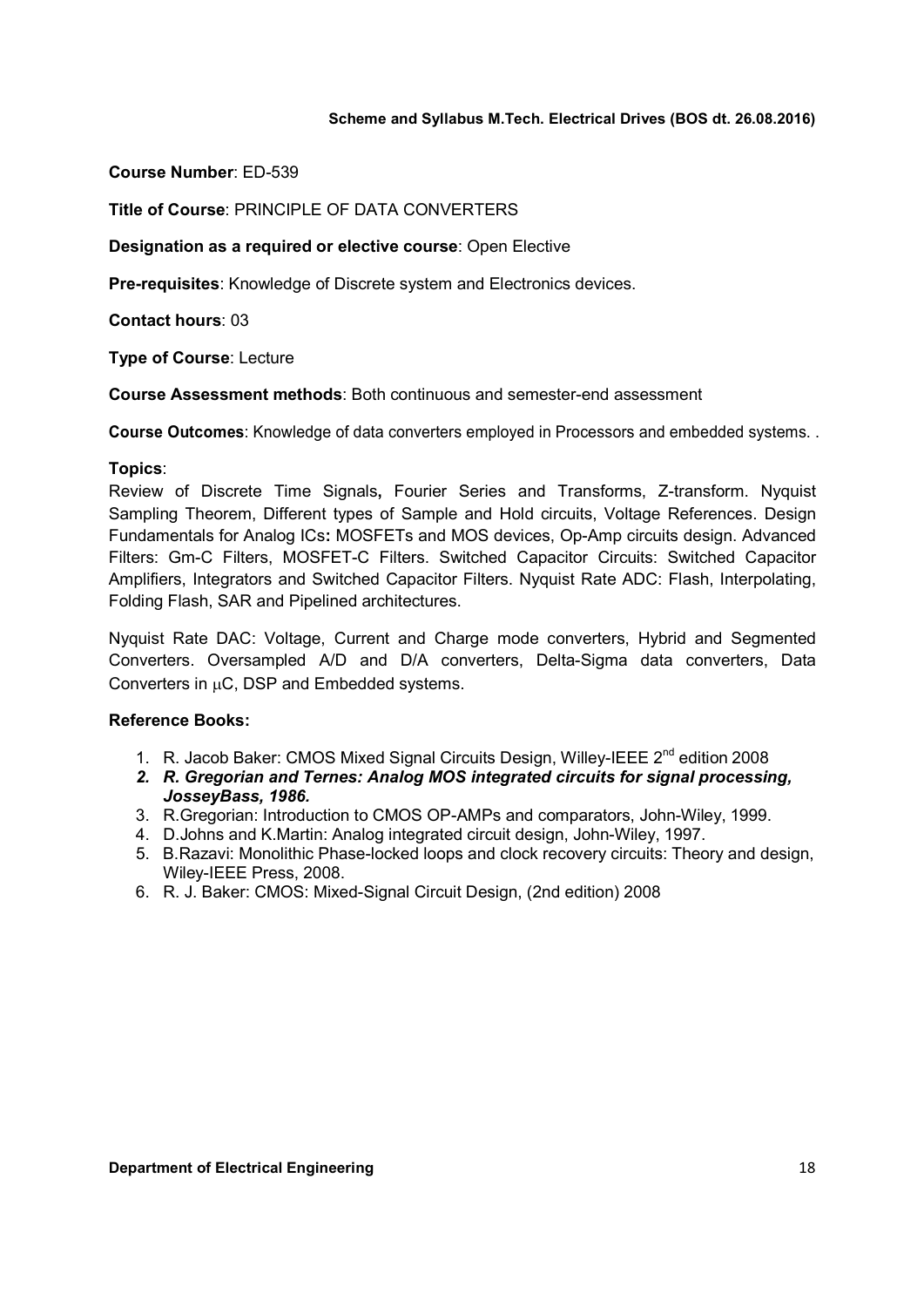**Course Number**: ED-539

**Title of Course**: PRINCIPLE OF DATA CONVERTERS

**Designation as a required or elective course**: Open Elective

**Pre-requisites**: Knowledge of Discrete system and Electronics devices.

**Contact hours**: 03

**Type of Course**: Lecture

**Course Assessment methods**: Both continuous and semester-end assessment

**Course Outcomes**: Knowledge of data converters employed in Processors and embedded systems. .

**Topics**:

Review of Discrete Time Signals**,** Fourier Series and Transforms, Z-transform. Nyquist Sampling Theorem, Different types of Sample and Hold circuits, Voltage References. Design Fundamentals for Analog ICs**:** MOSFETs and MOS devices, Op-Amp circuits design. Advanced Filters: Gm-C Filters, MOSFET-C Filters. Switched Capacitor Circuits: Switched Capacitor Amplifiers, Integrators and Switched Capacitor Filters. Nyquist Rate ADC: Flash, Interpolating, Folding Flash, SAR and Pipelined architectures.

Nyquist Rate DAC: Voltage, Current and Charge mode converters, Hybrid and Segmented Converters. Oversampled A/D and D/A converters, Delta-Sigma data converters, Data Converters in μC, DSP and Embedded systems.

**Reference Books:**

1. R. Jacob Baker: CMOS Mixed Signal Circuits Design, Willey-IEEE 2nd edition 2008
2. ***R. Gregorian and Ternes: Analog MOS integrated circuits for signal processing, JosseyBass, 1986.***
3. R.Gregorian: Introduction to CMOS OP-AMPs and comparators, John-Wiley, 1999.
4. D.Johns and K.Martin: Analog integrated circuit design, John-Wiley, 1997.
5. B.Razavi: Monolithic Phase-locked loops and clock recovery circuits: Theory and design, Wiley-IEEE Press, 2008.
6. R. J. Baker: CMOS: Mixed-Signal Circuit Design, (2nd edition) 2008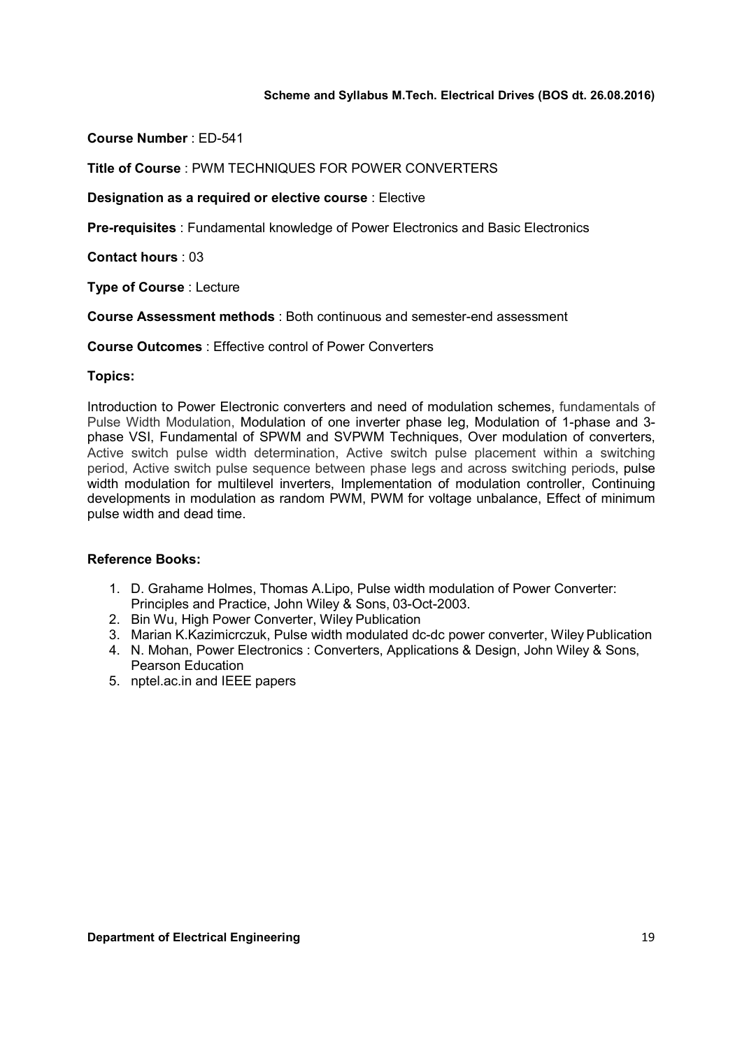**Course Number** : ED-541

**Title of Course** : PWM TECHNIQUES FOR POWER CONVERTERS

**Designation as a required or elective course** : Elective

**Pre-requisites** : Fundamental knowledge of Power Electronics and Basic Electronics

**Contact hours** : 03

**Type of Course** : Lecture

**Course Assessment methods** : Both continuous and semester-end assessment

**Course Outcomes** : Effective control of Power Converters

**Topics:**

Introduction to Power Electronic converters and need of modulation schemes, fundamentals of Pulse Width Modulation, Modulation of one inverter phase leg, Modulation of 1-phase and 3-phase VSI, Fundamental of SPWM and SVPWM Techniques, Over modulation of converters, Active switch pulse width determination, Active switch pulse placement within a switching period, Active switch pulse sequence between phase legs and across switching periods, pulse width modulation for multilevel inverters, Implementation of modulation controller, Continuing developments in modulation as random PWM, PWM for voltage unbalance, Effect of minimum pulse width and dead time.

**Reference Books:**

1. D. Grahame Holmes, Thomas A.Lipo, Pulse width modulation of Power Converter: Principles and Practice, John Wiley & Sons, 03-Oct-2003.
2. Bin Wu, High Power Converter, Wiley Publication
3. Marian K.Kazimicrczuk, Pulse width modulated dc-dc power converter, Wiley Publication
4. N. Mohan, Power Electronics : Converters, Applications & Design, John Wiley & Sons, Pearson Education
5. nptel.ac.in and IEEE papers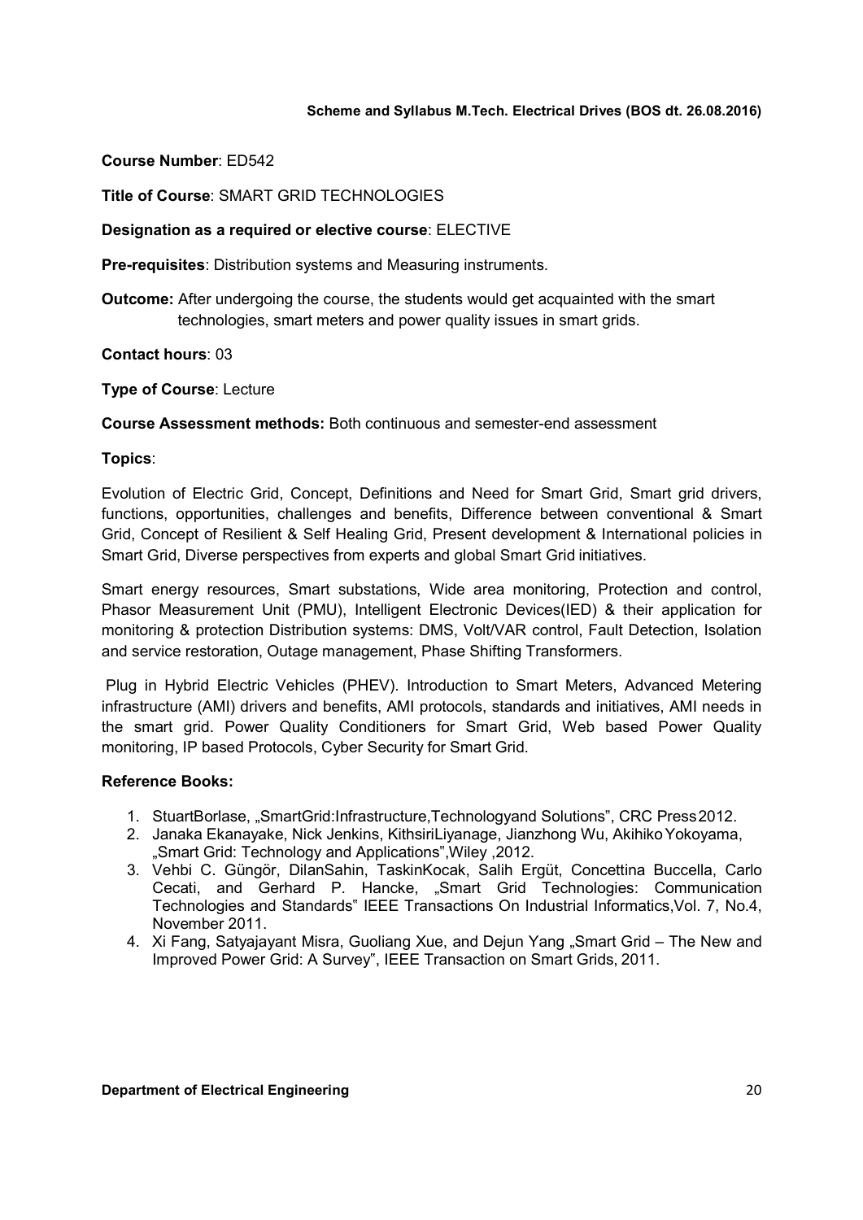**Course Number**: ED542

**Title of Course**: SMART GRID TECHNOLOGIES

**Designation as a required or elective course**: ELECTIVE

**Pre-requisites**: Distribution systems and Measuring instruments.

**Outcome:** After undergoing the course, the students would get acquainted with the smart technologies, smart meters and power quality issues in smart grids.

**Contact hours**: 03

**Type of Course**: Lecture

**Course Assessment methods:** Both continuous and semester-end assessment

**Topics**:

Evolution of Electric Grid, Concept, Definitions and Need for Smart Grid, Smart grid drivers, functions, opportunities, challenges and benefits, Difference between conventional & Smart Grid, Concept of Resilient & Self Healing Grid, Present development & International policies in Smart Grid, Diverse perspectives from experts and global Smart Grid initiatives.

Smart energy resources, Smart substations, Wide area monitoring, Protection and control, Phasor Measurement Unit (PMU), Intelligent Electronic Devices(IED) & their application for monitoring & protection Distribution systems: DMS, Volt/VAR control, Fault Detection, Isolation and service restoration, Outage management, Phase Shifting Transformers.

Plug in Hybrid Electric Vehicles (PHEV). Introduction to Smart Meters, Advanced Metering infrastructure (AMI) drivers and benefits, AMI protocols, standards and initiatives, AMI needs in the smart grid. Power Quality Conditioners for Smart Grid, Web based Power Quality monitoring, IP based Protocols, Cyber Security for Smart Grid.

**Reference Books:**

1. StuartBorlase, „SmartGrid:Infrastructure,Technologyand Solutions", CRC Press 2012.
2. Janaka Ekanayake, Nick Jenkins, KithsiriLiyanage, Jianzhong Wu, Akihiko Yokoyama, „Smart Grid: Technology and Applications",Wiley ,2012.
3. Vehbi C. Güngör, DilanSahin, TaskinKocak, Salih Ergüt, Concettina Buccella, Carlo Cecati, and Gerhard P. Hancke, „Smart Grid Technologies: Communication Technologies and Standards" IEEE Transactions On Industrial Informatics,Vol. 7, No.4, November 2011.
4. Xi Fang, Satyajayant Misra, Guoliang Xue, and Dejun Yang „Smart Grid – The New and Improved Power Grid: A Survey", IEEE Transaction on Smart Grids, 2011.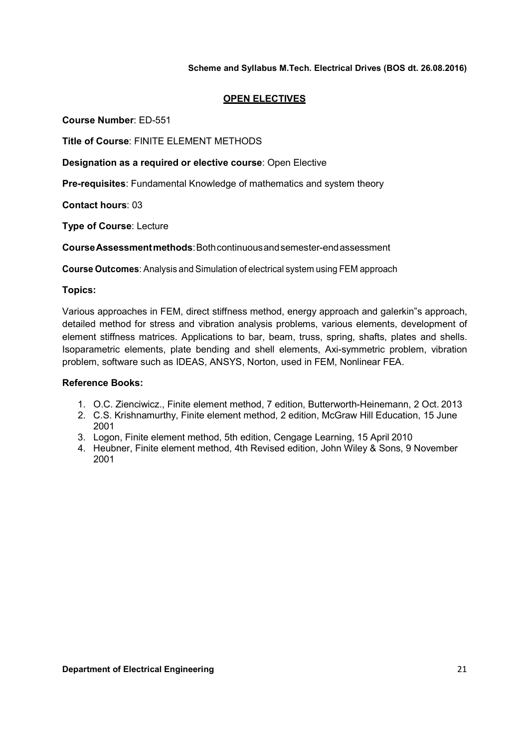## OPEN ELECTIVES

**Course Number**: ED-551

**Title of Course**: FINITE ELEMENT METHODS

**Designation as a required or elective course**: Open Elective

**Pre-requisites**: Fundamental Knowledge of mathematics and system theory

**Contact hours**: 03

**Type of Course**: Lecture

**Course Assessment methods**: Both continuous and semester-end assessment

**Course Outcomes**: Analysis and Simulation of electrical system using FEM approach

**Topics:**

Various approaches in FEM, direct stiffness method, energy approach and galerkin"s approach, detailed method for stress and vibration analysis problems, various elements, development of element stiffness matrices. Applications to bar, beam, truss, spring, shafts, plates and shells. Isoparametric elements, plate bending and shell elements, Axi-symmetric problem, vibration problem, software such as IDEAS, ANSYS, Norton, used in FEM, Nonlinear FEA.

**Reference Books:**

1. O.C. Zienciwicz., Finite element method, 7 edition, Butterworth-Heinemann, 2 Oct. 2013
2. C.S. Krishnamurthy, Finite element method, 2 edition, McGraw Hill Education, 15 June 2001
3. Logon, Finite element method, 5th edition, Cengage Learning, 15 April 2010
4. Heubner, Finite element method, 4th Revised edition, John Wiley & Sons, 9 November 2001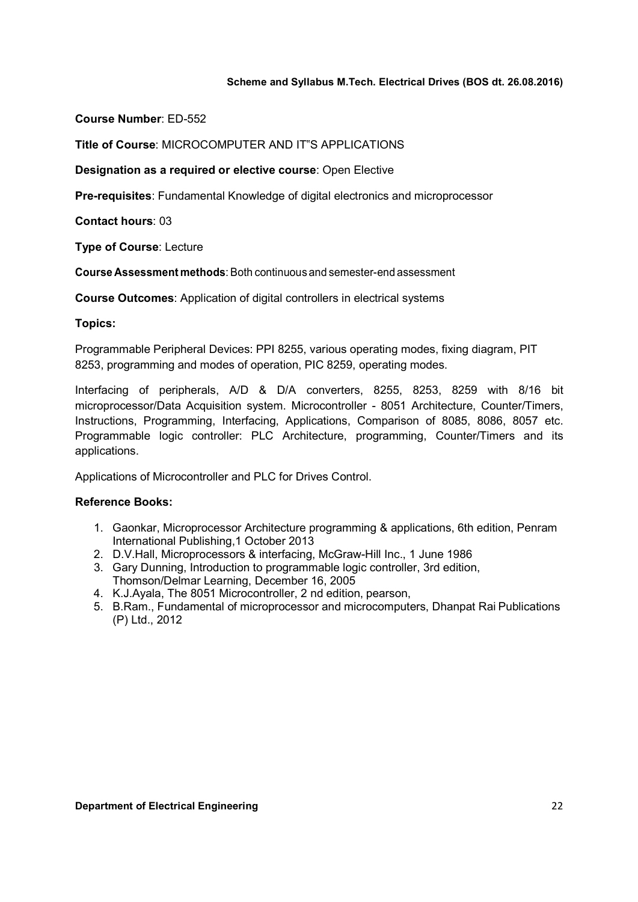**Course Number**: ED-552

**Title of Course**: MICROCOMPUTER AND IT"S APPLICATIONS

**Designation as a required or elective course**: Open Elective

**Pre-requisites**: Fundamental Knowledge of digital electronics and microprocessor

**Contact hours**: 03

**Type of Course**: Lecture

**Course Assessment methods**: Both continuous and semester-end assessment

**Course Outcomes**: Application of digital controllers in electrical systems

**Topics:**

Programmable Peripheral Devices: PPI 8255, various operating modes, fixing diagram, PIT 8253, programming and modes of operation, PIC 8259, operating modes.

Interfacing of peripherals, A/D & D/A converters, 8255, 8253, 8259 with 8/16 bit microprocessor/Data Acquisition system. Microcontroller - 8051 Architecture, Counter/Timers, Instructions, Programming, Interfacing, Applications, Comparison of 8085, 8086, 8057 etc. Programmable logic controller: PLC Architecture, programming, Counter/Timers and its applications.

Applications of Microcontroller and PLC for Drives Control.

**Reference Books:**

1. Gaonkar, Microprocessor Architecture programming & applications, 6th edition, Penram International Publishing,1 October 2013
2. D.V.Hall, Microprocessors & interfacing, McGraw-Hill Inc., 1 June 1986
3. Gary Dunning, Introduction to programmable logic controller, 3rd edition, Thomson/Delmar Learning, December 16, 2005
4. K.J.Ayala, The 8051 Microcontroller, 2 nd edition, pearson,
5. B.Ram., Fundamental of microprocessor and microcomputers, Dhanpat Rai Publications (P) Ltd., 2012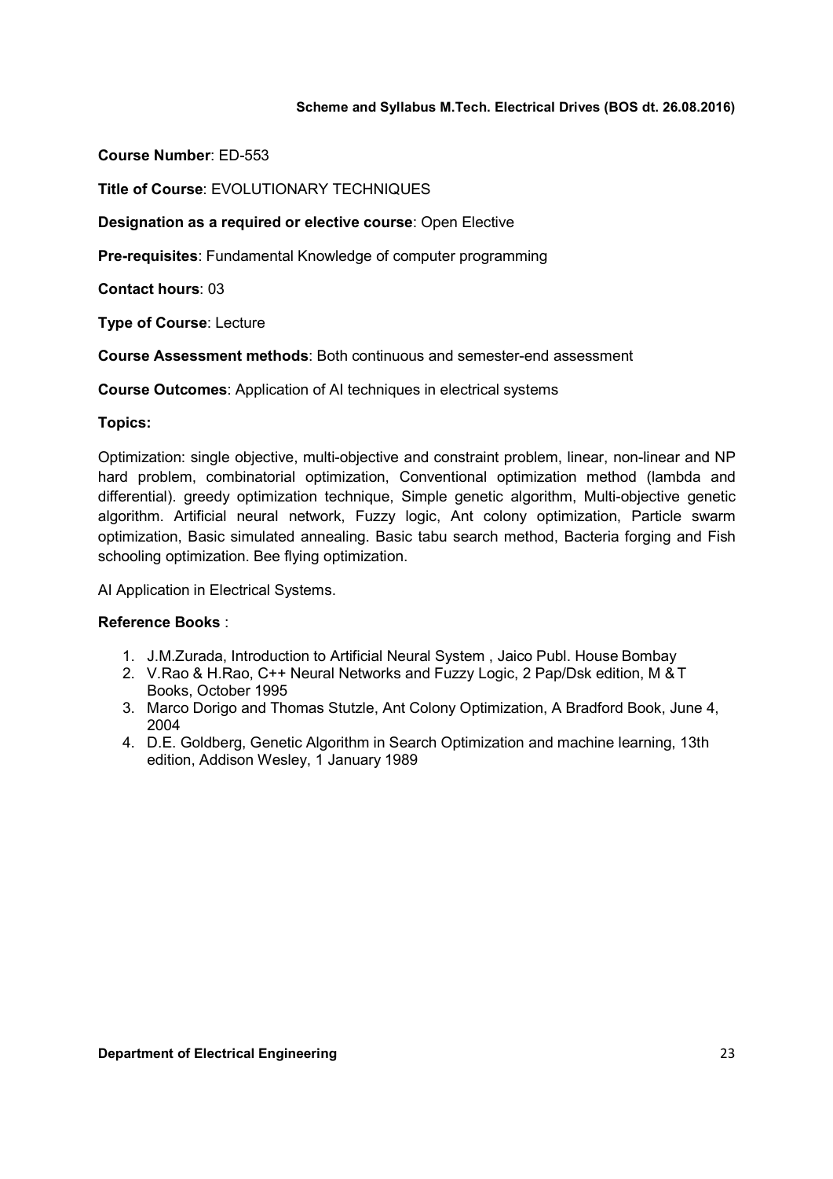**Course Number**: ED-553

**Title of Course**: EVOLUTIONARY TECHNIQUES

**Designation as a required or elective course**: Open Elective

**Pre-requisites**: Fundamental Knowledge of computer programming

**Contact hours**: 03

**Type of Course**: Lecture

**Course Assessment methods**: Both continuous and semester-end assessment

**Course Outcomes**: Application of AI techniques in electrical systems

**Topics:**

Optimization: single objective, multi-objective and constraint problem, linear, non-linear and NP hard problem, combinatorial optimization, Conventional optimization method (lambda and differential). greedy optimization technique, Simple genetic algorithm, Multi-objective genetic algorithm. Artificial neural network, Fuzzy logic, Ant colony optimization, Particle swarm optimization, Basic simulated annealing. Basic tabu search method, Bacteria forging and Fish schooling optimization. Bee flying optimization.

AI Application in Electrical Systems.

**Reference Books** :

1. J.M.Zurada, Introduction to Artificial Neural System , Jaico Publ. House Bombay
2. V.Rao & H.Rao, C++ Neural Networks and Fuzzy Logic, 2 Pap/Dsk edition, M & T Books, October 1995
3. Marco Dorigo and Thomas Stutzle, Ant Colony Optimization, A Bradford Book, June 4, 2004
4. D.E. Goldberg, Genetic Algorithm in Search Optimization and machine learning, 13th edition, Addison Wesley, 1 January 1989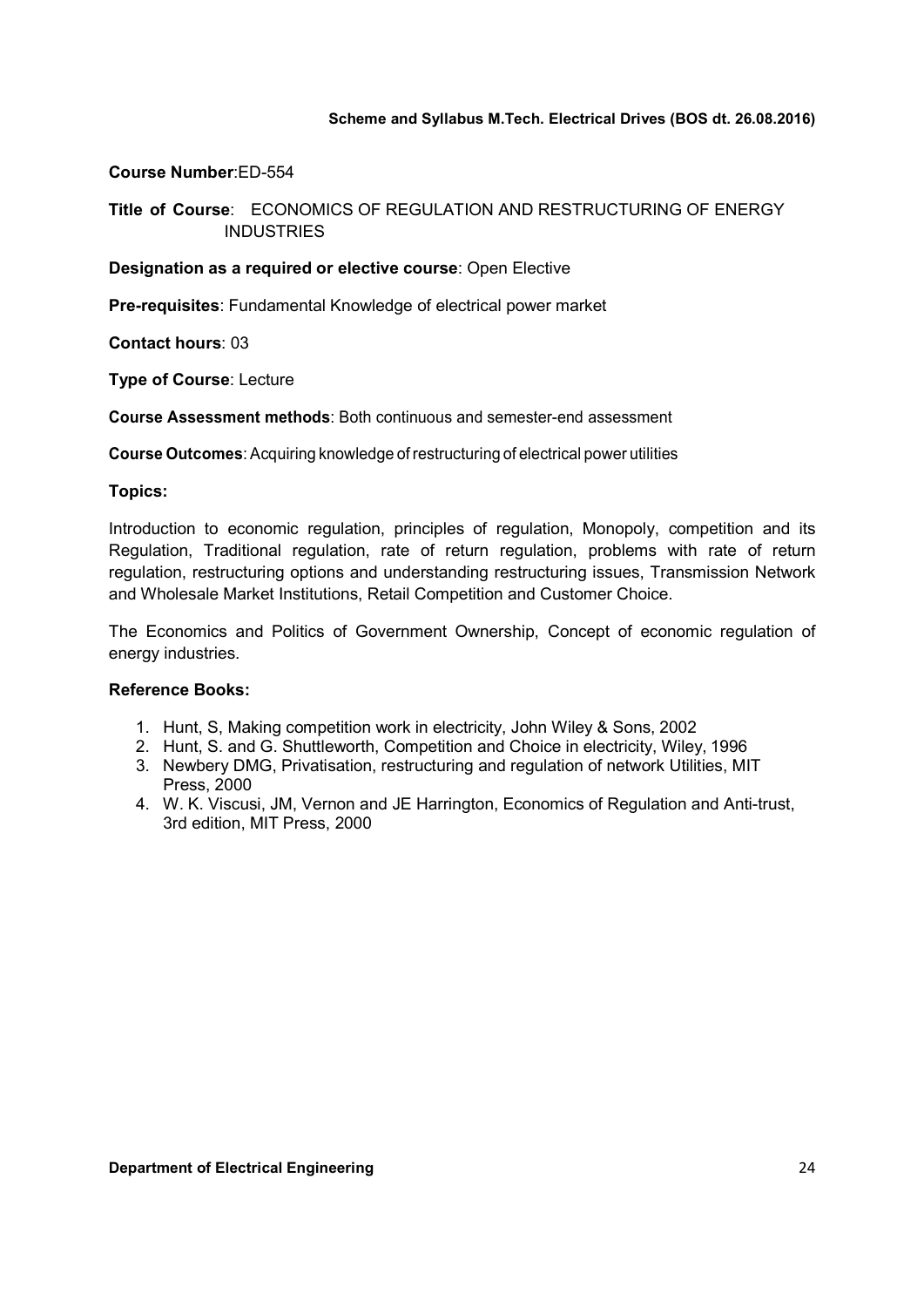**Course Number**:ED-554

**Title of Course**: ECONOMICS OF REGULATION AND RESTRUCTURING OF ENERGY INDUSTRIES

**Designation as a required or elective course**: Open Elective

**Pre-requisites**: Fundamental Knowledge of electrical power market

**Contact hours**: 03

**Type of Course**: Lecture

**Course Assessment methods**: Both continuous and semester-end assessment

**Course Outcomes**: Acquiring knowledge of restructuring of electrical power utilities

**Topics:**

Introduction to economic regulation, principles of regulation, Monopoly, competition and its Regulation, Traditional regulation, rate of return regulation, problems with rate of return regulation, restructuring options and understanding restructuring issues, Transmission Network and Wholesale Market Institutions, Retail Competition and Customer Choice.

The Economics and Politics of Government Ownership, Concept of economic regulation of energy industries.

**Reference Books:**

1. Hunt, S, Making competition work in electricity, John Wiley & Sons, 2002
2. Hunt, S. and G. Shuttleworth, Competition and Choice in electricity, Wiley, 1996
3. Newbery DMG, Privatisation, restructuring and regulation of network Utilities, MIT Press, 2000
4. W. K. Viscusi, JM, Vernon and JE Harrington, Economics of Regulation and Anti-trust, 3rd edition, MIT Press, 2000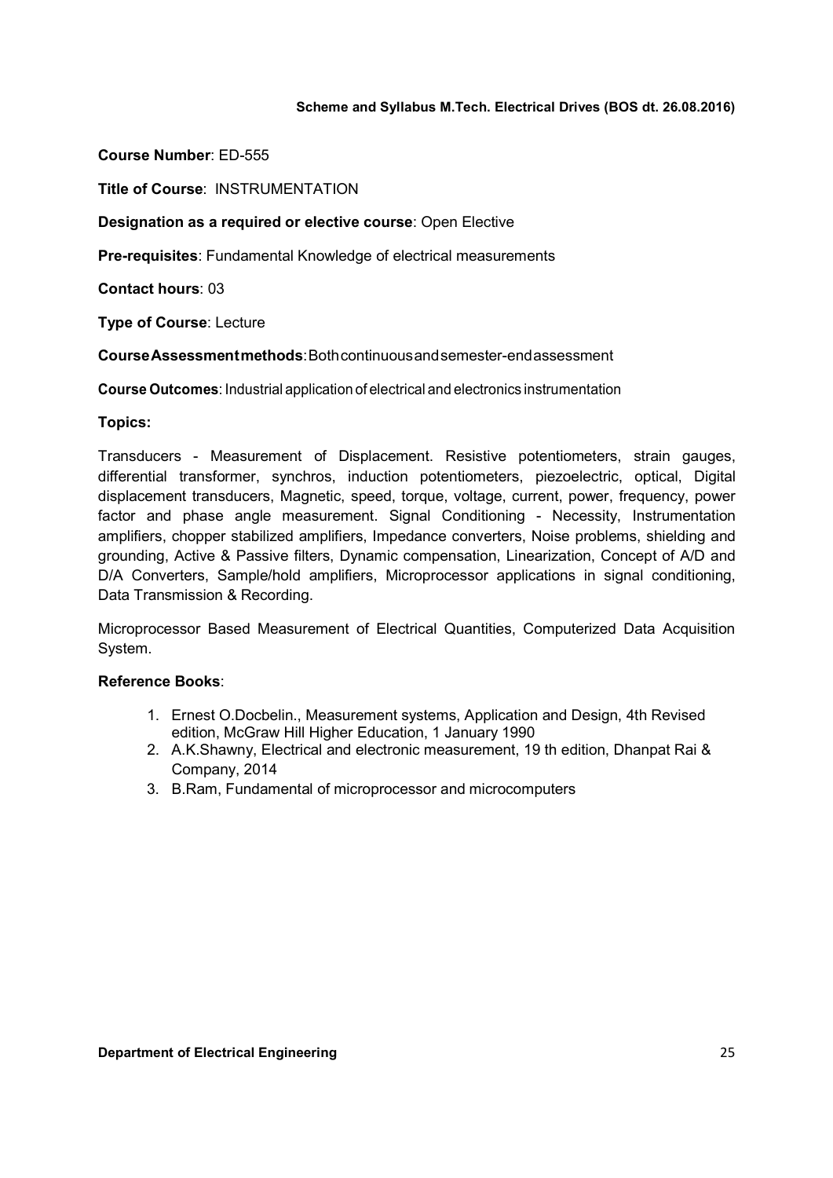**Course Number**: ED-555

**Title of Course**: INSTRUMENTATION

**Designation as a required or elective course**: Open Elective

**Pre-requisites**: Fundamental Knowledge of electrical measurements

**Contact hours**: 03

**Type of Course**: Lecture

**Course Assessment methods**: Both continuous and semester-end assessment

**Course Outcomes**: Industrial application of electrical and electronics instrumentation

**Topics:**

Transducers - Measurement of Displacement. Resistive potentiometers, strain gauges, differential transformer, synchros, induction potentiometers, piezoelectric, optical, Digital displacement transducers, Magnetic, speed, torque, voltage, current, power, frequency, power factor and phase angle measurement. Signal Conditioning - Necessity, Instrumentation amplifiers, chopper stabilized amplifiers, Impedance converters, Noise problems, shielding and grounding, Active & Passive filters, Dynamic compensation, Linearization, Concept of A/D and D/A Converters, Sample/hold amplifiers, Microprocessor applications in signal conditioning, Data Transmission & Recording.

Microprocessor Based Measurement of Electrical Quantities, Computerized Data Acquisition System.

**Reference Books**:

1. Ernest O.Docbelin., Measurement systems, Application and Design, 4th Revised edition, McGraw Hill Higher Education, 1 January 1990
2. A.K.Shawny, Electrical and electronic measurement, 19 th edition, Dhanpat Rai & Company, 2014
3. B.Ram, Fundamental of microprocessor and microcomputers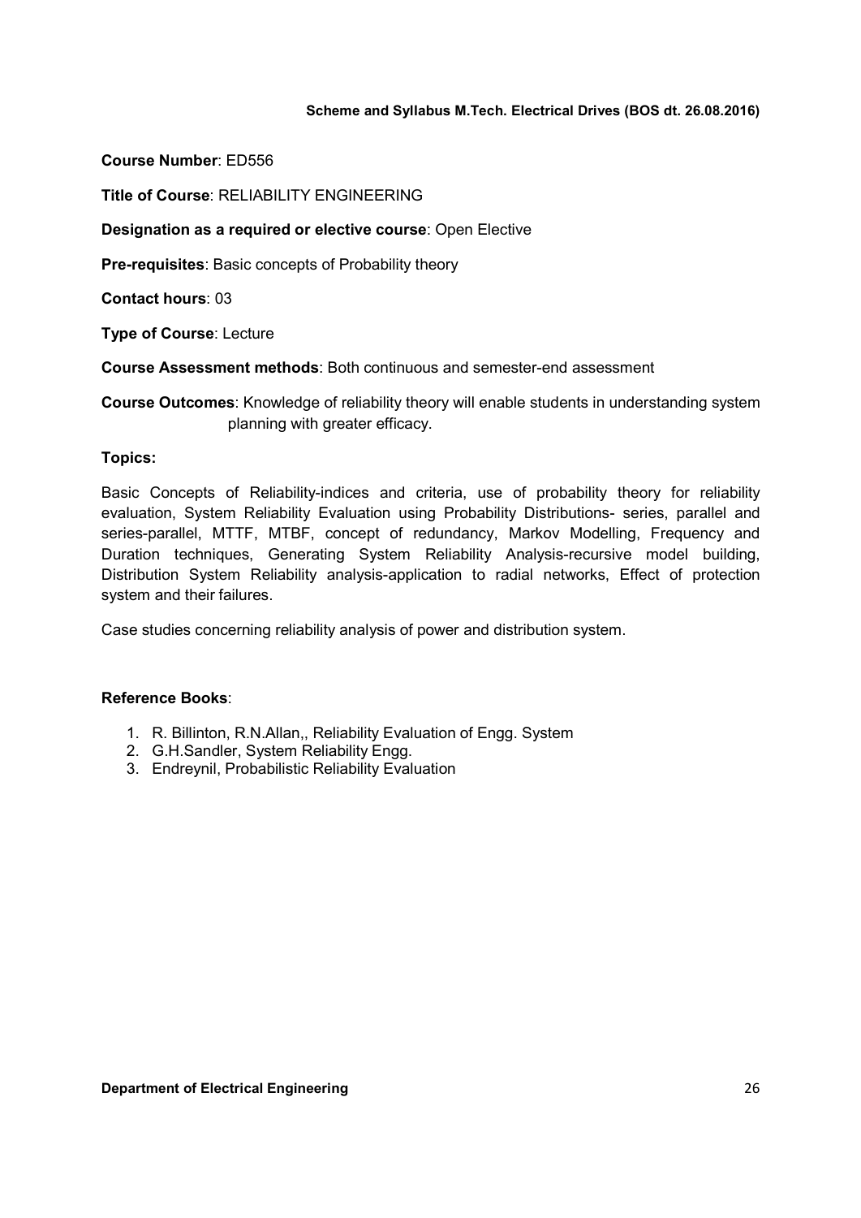**Course Number**: ED556

**Title of Course**: RELIABILITY ENGINEERING

**Designation as a required or elective course**: Open Elective

**Pre-requisites**: Basic concepts of Probability theory

**Contact hours**: 03

**Type of Course**: Lecture

**Course Assessment methods**: Both continuous and semester-end assessment

**Course Outcomes**: Knowledge of reliability theory will enable students in understanding system planning with greater efficacy.

**Topics:**

Basic Concepts of Reliability-indices and criteria, use of probability theory for reliability evaluation, System Reliability Evaluation using Probability Distributions- series, parallel and series-parallel, MTTF, MTBF, concept of redundancy, Markov Modelling, Frequency and Duration techniques, Generating System Reliability Analysis-recursive model building, Distribution System Reliability analysis-application to radial networks, Effect of protection system and their failures.

Case studies concerning reliability analysis of power and distribution system.

**Reference Books**:

1. R. Billinton, R.N.Allan,, Reliability Evaluation of Engg. System
2. G.H.Sandler, System Reliability Engg.
3. Endreynil, Probabilistic Reliability Evaluation